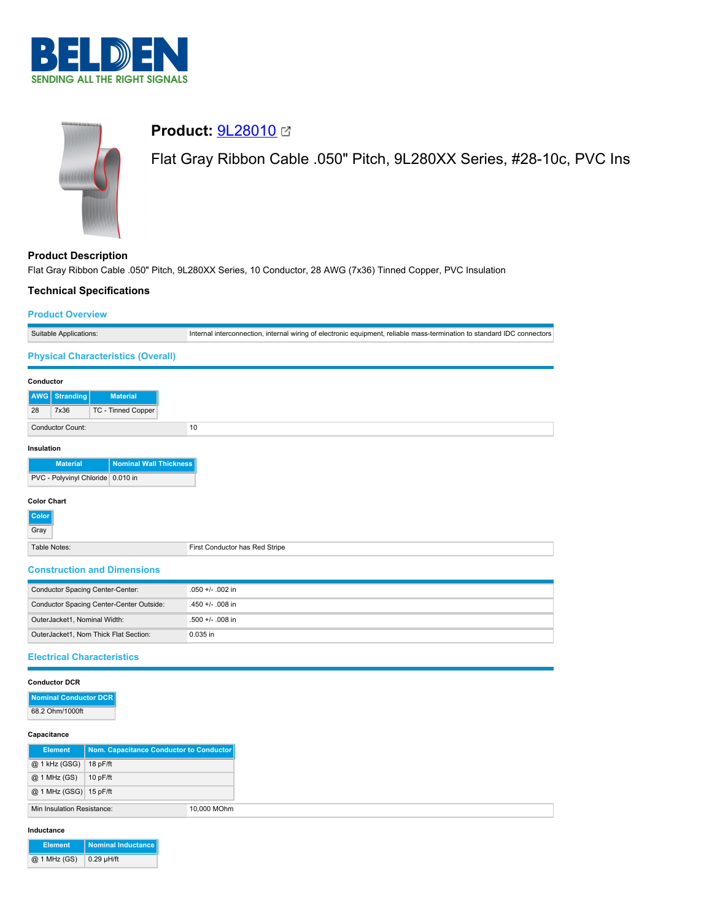BELDEN
SENDING ALL THE RIGHT SIGNALS

# Product: 9L28010

Flat Gray Ribbon Cable .050" Pitch, 9L280XX Series, #28-10c, PVC Ins

## Product Description

Flat Gray Ribbon Cable .050" Pitch, 9L280XX Series, 10 Conductor, 28 AWG (7x36) Tinned Copper, PVC Insulation

## Technical Specifications

### Product Overview

| | |
|---|---|
| Suitable Applications: | Internal interconnection, internal wiring of electronic equipment, reliable mass-termination to standard IDC connectors |

### Physical Characteristics (Overall)

**Conductor**

| AWG | Stranding | Material |
|---|---|---|
| 28 | 7x36 | TC - Tinned Copper |

| | |
|---|---|
| Conductor Count: | 10 |

**Insulation**

| Material | Nominal Wall Thickness |
|---|---|
| PVC - Polyvinyl Chloride | 0.010 in |

**Color Chart**

| Color |
|---|
| Gray |

| | |
|---|---|
| Table Notes: | First Conductor has Red Stripe |

### Construction and Dimensions

| | |
|---|---|
| Conductor Spacing Center-Center: | .050 +/- .002 in |
| Conductor Spacing Center-Center Outside: | .450 +/- .008 in |
| OuterJacket1, Nominal Width: | .500 +/- .008 in |
| OuterJacket1, Nom Thick Flat Section: | 0.035 in |

### Electrical Characteristics

**Conductor DCR**

| Nominal Conductor DCR |
|---|
| 68.2 Ohm/1000ft |

**Capacitance**

| Element | Nom. Capacitance Conductor to Conductor |
|---|---|
| @ 1 kHz (GSG) | 18 pF/ft |
| @ 1 MHz (GS) | 10 pF/ft |
| @ 1 MHz (GSG) | 15 pF/ft |

| | |
|---|---|
| Min Insulation Resistance: | 10,000 MOhm |

**Inductance**

| Element | Nominal Inductance |
|---|---|
| @ 1 MHz (GS) | 0.29 µH/ft |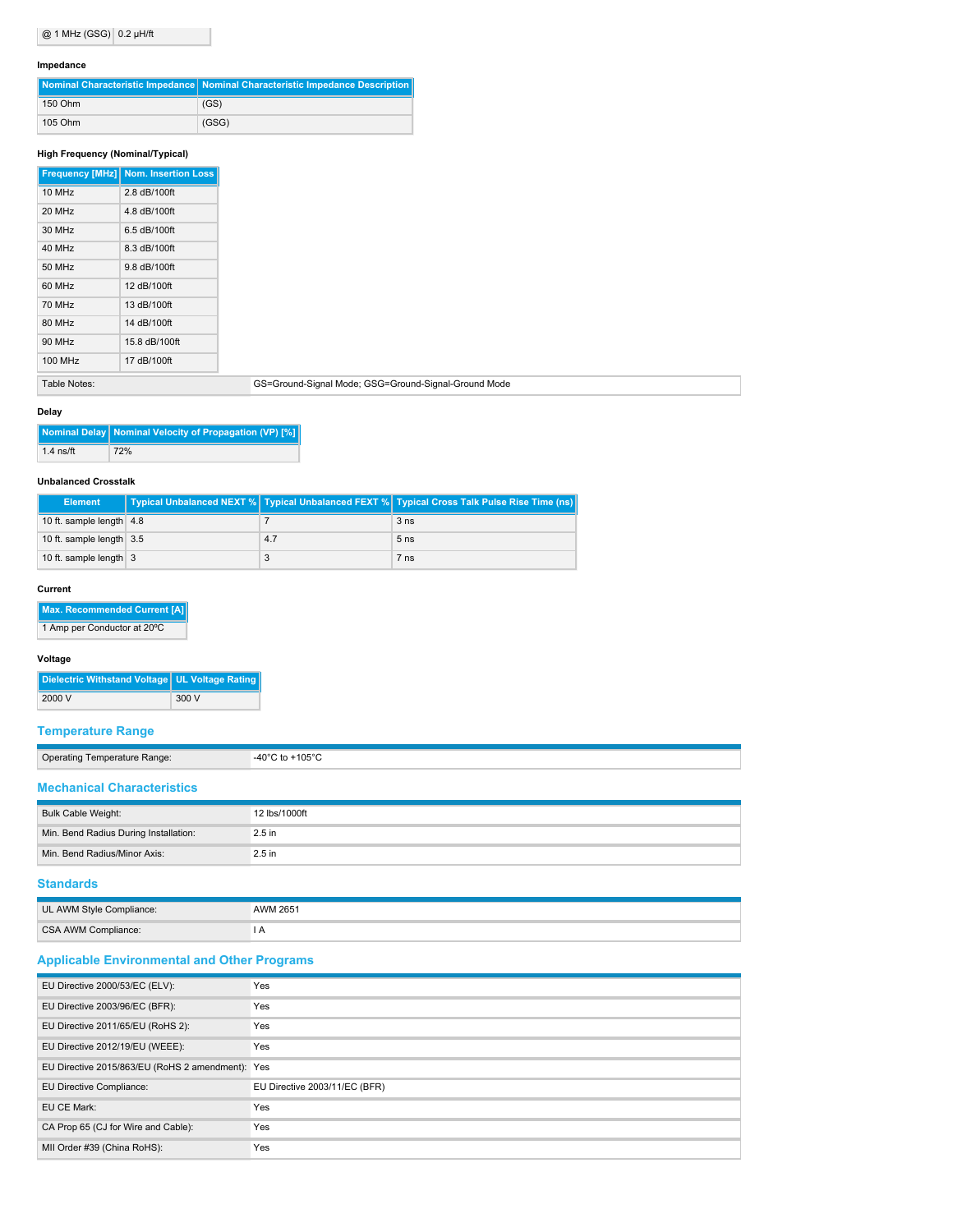| | |
|---|---|
| @ 1 MHz (GSG) | 0.2 µH/ft |

#### Impedance

| Nominal Characteristic Impedance | Nominal Characteristic Impedance Description |
|---|---|
| 150 Ohm | (GS) |
| 105 Ohm | (GSG) |

#### High Frequency (Nominal/Typical)

| Frequency [MHz] | Nom. Insertion Loss |
|---|---|
| 10 MHz | 2.8 dB/100ft |
| 20 MHz | 4.8 dB/100ft |
| 30 MHz | 6.5 dB/100ft |
| 40 MHz | 8.3 dB/100ft |
| 50 MHz | 9.8 dB/100ft |
| 60 MHz | 12 dB/100ft |
| 70 MHz | 13 dB/100ft |
| 80 MHz | 14 dB/100ft |
| 90 MHz | 15.8 dB/100ft |
| 100 MHz | 17 dB/100ft |

| | |
|---|---|
| Table Notes: | GS=Ground-Signal Mode; GSG=Ground-Signal-Ground Mode |

#### Delay

| Nominal Delay | Nominal Velocity of Propagation (VP) [%] |
|---|---|
| 1.4 ns/ft | 72% |

#### Unbalanced Crosstalk

| Element | Typical Unbalanced NEXT % | Typical Unbalanced FEXT % | Typical Cross Talk Pulse Rise Time (ns) |
|---|---|---|---|
| 10 ft. sample length | 4.8 | 7 | 3 ns |
| 10 ft. sample length | 3.5 | 4.7 | 5 ns |
| 10 ft. sample length | 3 | 3 | 7 ns |

#### Current

| Max. Recommended Current [A] |
|---|
| 1 Amp per Conductor at 20ºC |

#### Voltage

| Dielectric Withstand Voltage | UL Voltage Rating |
|---|---|
| 2000 V | 300 V |

## Temperature Range

| | |
|---|---|
| Operating Temperature Range: | -40°C to +105°C |

## Mechanical Characteristics

| | |
|---|---|
| Bulk Cable Weight: | 12 lbs/1000ft |
| Min. Bend Radius During Installation: | 2.5 in |
| Min. Bend Radius/Minor Axis: | 2.5 in |

## Standards

| | |
|---|---|
| UL AWM Style Compliance: | AWM 2651 |
| CSA AWM Compliance: | I A |

## Applicable Environmental and Other Programs

| | |
|---|---|
| EU Directive 2000/53/EC (ELV): | Yes |
| EU Directive 2003/96/EC (BFR): | Yes |
| EU Directive 2011/65/EU (RoHS 2): | Yes |
| EU Directive 2012/19/EU (WEEE): | Yes |
| EU Directive 2015/863/EU (RoHS 2 amendment): | Yes |
| EU Directive Compliance: | EU Directive 2003/11/EC (BFR) |
| EU CE Mark: | Yes |
| CA Prop 65 (CJ for Wire and Cable): | Yes |
| MII Order #39 (China RoHS): | Yes |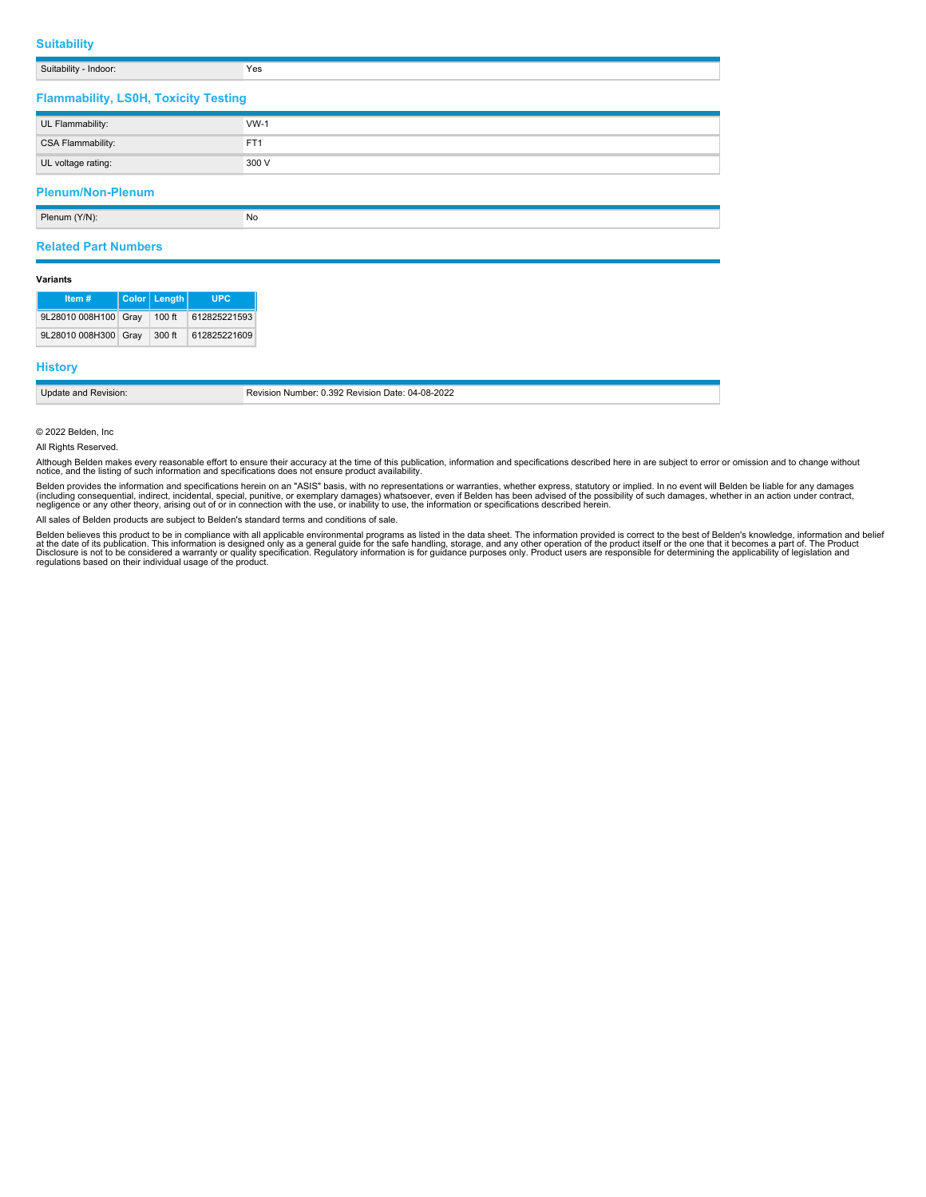## Suitability

| | |
|---|---|
| Suitability - Indoor: | Yes |

## Flammability, LS0H, Toxicity Testing

| | |
|---|---|
| UL Flammability: | VW-1 |
| CSA Flammability: | FT1 |
| UL voltage rating: | 300 V |

## Plenum/Non-Plenum

| | |
|---|---|
| Plenum (Y/N): | No |

## Related Part Numbers

**Variants**

| Item # | Color | Length | UPC |
|---|---|---|---|
| 9L28010 008H100 | Gray | 100 ft | 612825221593 |
| 9L28010 008H300 | Gray | 300 ft | 612825221609 |

## History

| | |
|---|---|
| Update and Revision: | Revision Number: 0.392 Revision Date: 04-08-2022 |

© 2022 Belden, Inc

All Rights Reserved.

Although Belden makes every reasonable effort to ensure their accuracy at the time of this publication, information and specifications described here in are subject to error or omission and to change without notice, and the listing of such information and specifications does not ensure product availability.

Belden provides the information and specifications herein on an "ASIS" basis, with no representations or warranties, whether express, statutory or implied. In no event will Belden be liable for any damages (including consequential, indirect, incidental, special, punitive, or exemplary damages) whatsoever, even if Belden has been advised of the possibility of such damages, whether in an action under contract, negligence or any other theory, arising out of or in connection with the use, or inability to use, the information or specifications described herein.

All sales of Belden products are subject to Belden's standard terms and conditions of sale.

Belden believes this product to be in compliance with all applicable environmental programs as listed in the data sheet. The information provided is correct to the best of Belden's knowledge, information and belief at the date of its publication. This information is designed only as a general guide for the safe handling, storage, and any other operation of the product itself or the one that it becomes a part of. The Product Disclosure is not to be considered a warranty or quality specification. Regulatory information is for guidance purposes only. Product users are responsible for determining the applicability of legislation and regulations based on their individual usage of the product.